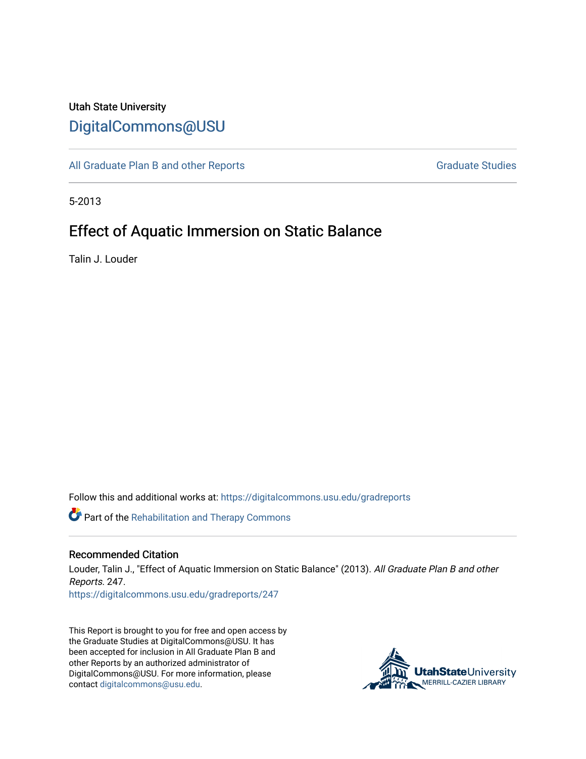Utah State University

# DigitalCommons@USU

All Graduate Plan B and other Reports | Graduate Studies

5-2013

## Effect of Aquatic Immersion on Static Balance

Talin J. Louder

Follow this and additional works at: https://digitalcommons.usu.edu/gradreports

Part of the Rehabilitation and Therapy Commons

### Recommended Citation

Louder, Talin J., "Effect of Aquatic Immersion on Static Balance" (2013). *All Graduate Plan B and other Reports*. 247.
https://digitalcommons.usu.edu/gradreports/247

This Report is brought to you for free and open access by the Graduate Studies at DigitalCommons@USU. It has been accepted for inclusion in All Graduate Plan B and other Reports by an authorized administrator of DigitalCommons@USU. For more information, please contact digitalcommons@usu.edu.

UtahStateUniversity MERRILL-CAZIER LIBRARY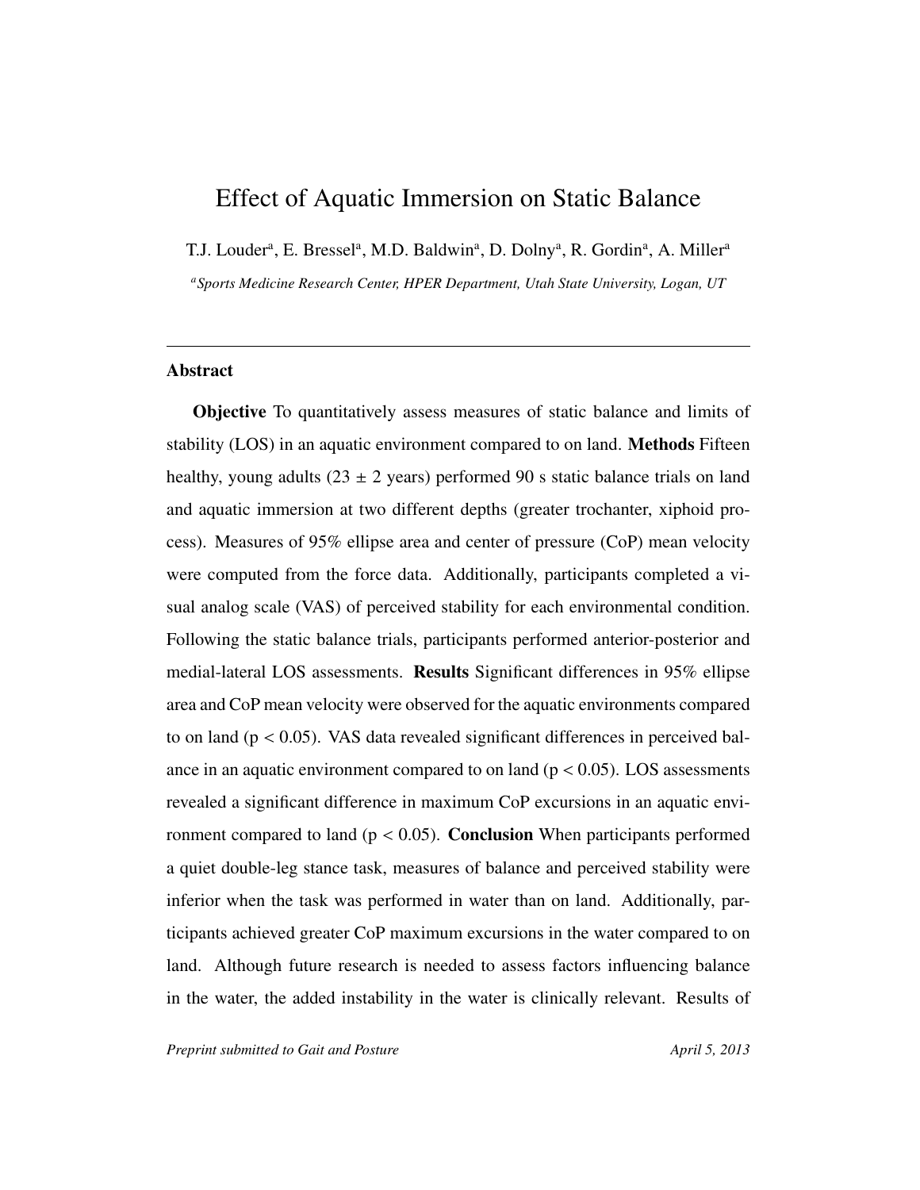# Effect of Aquatic Immersion on Static Balance

T.J. Louder[a], E. Bressel[a], M.D. Baldwin[a], D. Dolny[a], R. Gordin[a], A. Miller[a]

[a] *Sports Medicine Research Center, HPER Department, Utah State University, Logan, UT*

---

## Abstract

**Objective** To quantitatively assess measures of static balance and limits of stability (LOS) in an aquatic environment compared to on land. **Methods** Fifteen healthy, young adults (23 ± 2 years) performed 90 s static balance trials on land and aquatic immersion at two different depths (greater trochanter, xiphoid process). Measures of 95% ellipse area and center of pressure (CoP) mean velocity were computed from the force data. Additionally, participants completed a visual analog scale (VAS) of perceived stability for each environmental condition. Following the static balance trials, participants performed anterior-posterior and medial-lateral LOS assessments. **Results** Significant differences in 95% ellipse area and CoP mean velocity were observed for the aquatic environments compared to on land ($p < 0.05$). VAS data revealed significant differences in perceived balance in an aquatic environment compared to on land ($p < 0.05$). LOS assessments revealed a significant difference in maximum CoP excursions in an aquatic environment compared to land ($p < 0.05$). **Conclusion** When participants performed a quiet double-leg stance task, measures of balance and perceived stability were inferior when the task was performed in water than on land. Additionally, participants achieved greater CoP maximum excursions in the water compared to on land. Although future research is needed to assess factors influencing balance in the water, the added instability in the water is clinically relevant. Results of

*Preprint submitted to Gait and Posture* *April 5, 2013*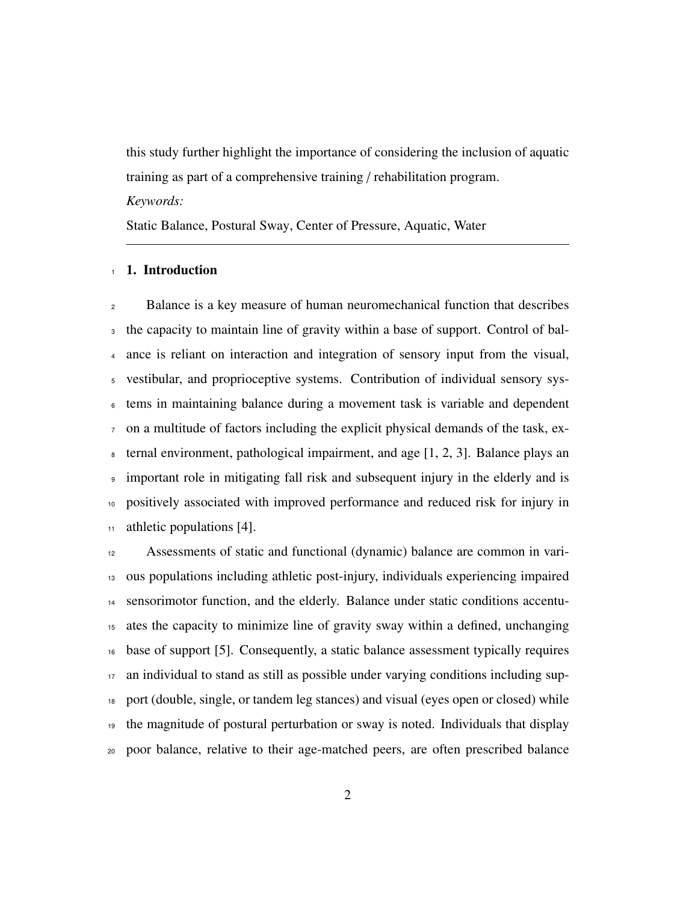this study further highlight the importance of considering the inclusion of aquatic training as part of a comprehensive training / rehabilitation program.

*Keywords:*

Static Balance, Postural Sway, Center of Pressure, Aquatic, Water

## 1. Introduction

Balance is a key measure of human neuromechanical function that describes the capacity to maintain line of gravity within a base of support. Control of balance is reliant on interaction and integration of sensory input from the visual, vestibular, and proprioceptive systems. Contribution of individual sensory systems in maintaining balance during a movement task is variable and dependent on a multitude of factors including the explicit physical demands of the task, external environment, pathological impairment, and age [1, 2, 3]. Balance plays an important role in mitigating fall risk and subsequent injury in the elderly and is positively associated with improved performance and reduced risk for injury in athletic populations [4].

Assessments of static and functional (dynamic) balance are common in various populations including athletic post-injury, individuals experiencing impaired sensorimotor function, and the elderly. Balance under static conditions accentuates the capacity to minimize line of gravity sway within a defined, unchanging base of support [5]. Consequently, a static balance assessment typically requires an individual to stand as still as possible under varying conditions including support (double, single, or tandem leg stances) and visual (eyes open or closed) while the magnitude of postural perturbation or sway is noted. Individuals that display poor balance, relative to their age-matched peers, are often prescribed balance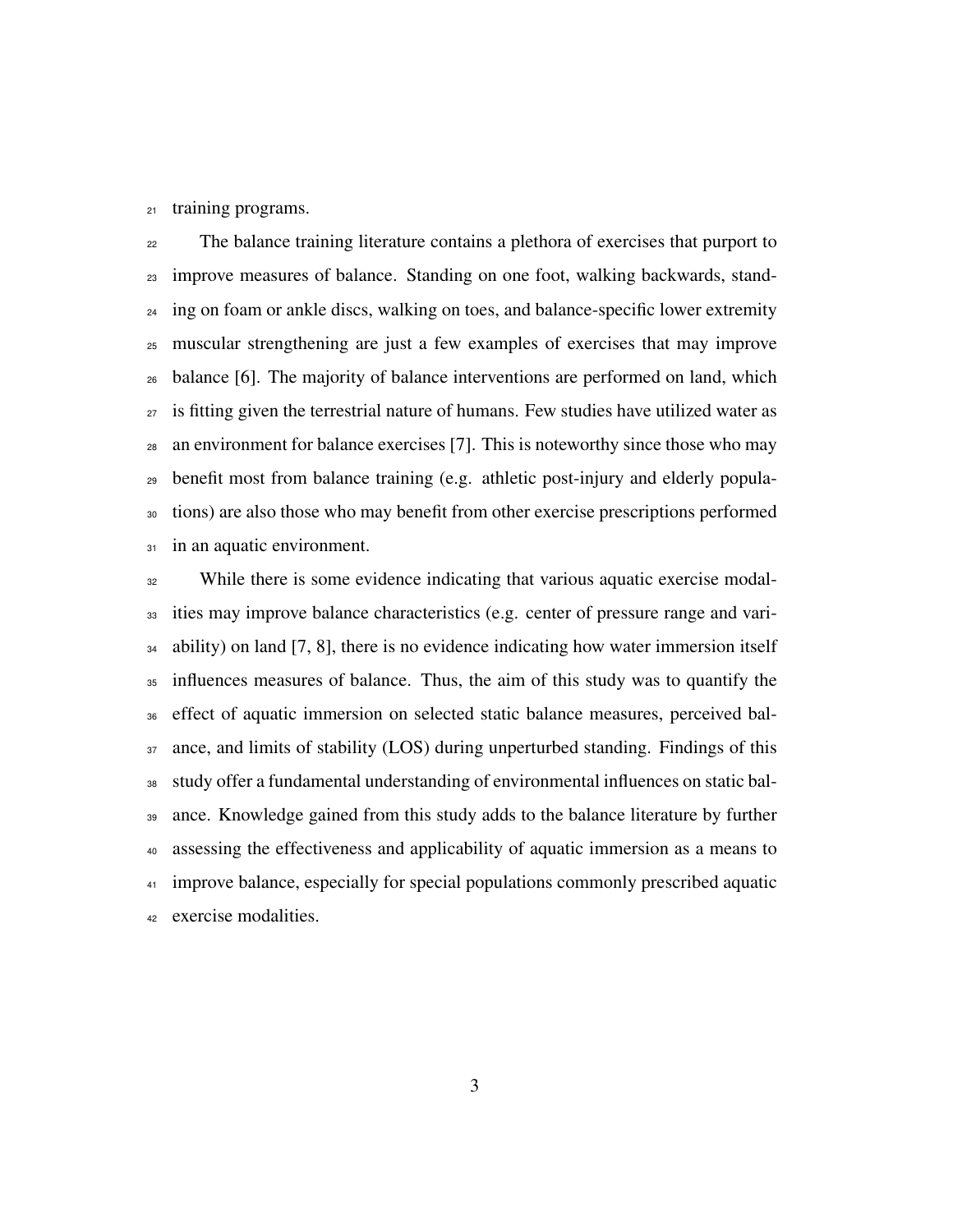training programs.

The balance training literature contains a plethora of exercises that purport to improve measures of balance. Standing on one foot, walking backwards, standing on foam or ankle discs, walking on toes, and balance-specific lower extremity muscular strengthening are just a few examples of exercises that may improve balance [6]. The majority of balance interventions are performed on land, which is fitting given the terrestrial nature of humans. Few studies have utilized water as an environment for balance exercises [7]. This is noteworthy since those who may benefit most from balance training (e.g. athletic post-injury and elderly populations) are also those who may benefit from other exercise prescriptions performed in an aquatic environment.

While there is some evidence indicating that various aquatic exercise modalities may improve balance characteristics (e.g. center of pressure range and variability) on land [7, 8], there is no evidence indicating how water immersion itself influences measures of balance. Thus, the aim of this study was to quantify the effect of aquatic immersion on selected static balance measures, perceived balance, and limits of stability (LOS) during unperturbed standing. Findings of this study offer a fundamental understanding of environmental influences on static balance. Knowledge gained from this study adds to the balance literature by further assessing the effectiveness and applicability of aquatic immersion as a means to improve balance, especially for special populations commonly prescribed aquatic exercise modalities.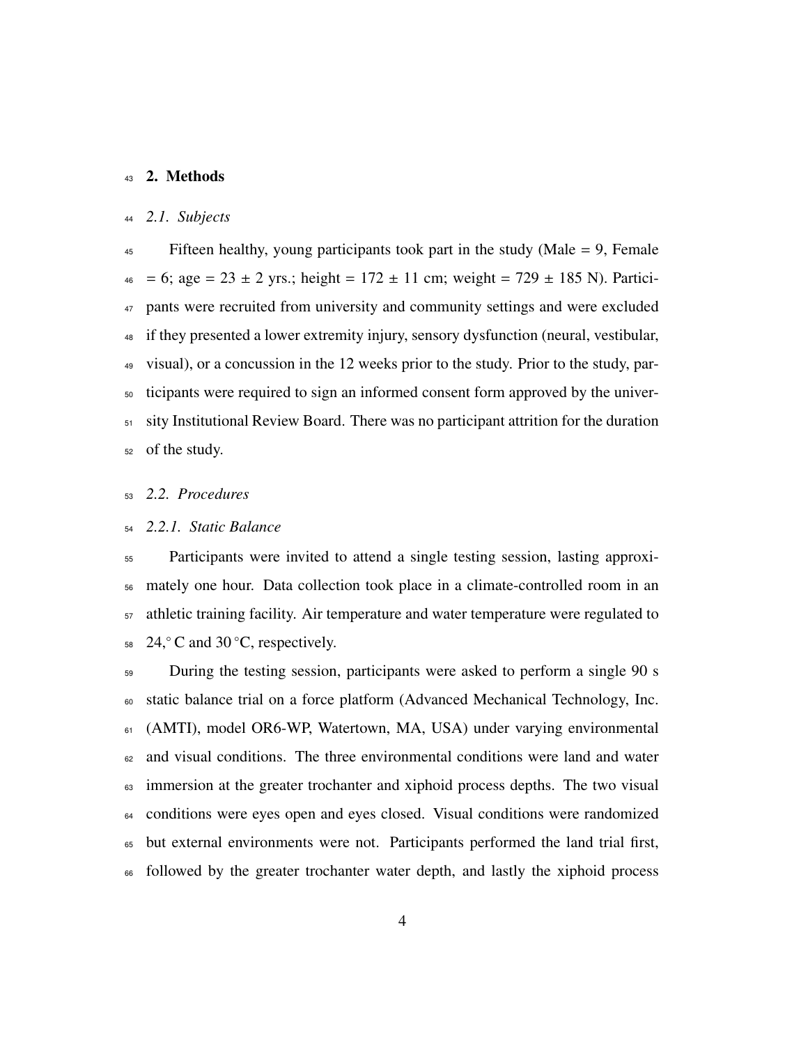## 2. Methods

### *2.1. Subjects*

Fifteen healthy, young participants took part in the study (Male = 9, Female = 6; age = 23 ± 2 yrs.; height = 172 ± 11 cm; weight = 729 ± 185 N). Participants were recruited from university and community settings and were excluded if they presented a lower extremity injury, sensory dysfunction (neural, vestibular, visual), or a concussion in the 12 weeks prior to the study. Prior to the study, participants were required to sign an informed consent form approved by the university Institutional Review Board. There was no participant attrition for the duration of the study.

### *2.2. Procedures*

#### *2.2.1. Static Balance*

Participants were invited to attend a single testing session, lasting approximately one hour. Data collection took place in a climate-controlled room in an athletic training facility. Air temperature and water temperature were regulated to 24,$^{\circ}$C and 30 $^{\circ}$C, respectively.

During the testing session, participants were asked to perform a single 90 s static balance trial on a force platform (Advanced Mechanical Technology, Inc. (AMTI), model OR6-WP, Watertown, MA, USA) under varying environmental and visual conditions. The three environmental conditions were land and water immersion at the greater trochanter and xiphoid process depths. The two visual conditions were eyes open and eyes closed. Visual conditions were randomized but external environments were not. Participants performed the land trial first, followed by the greater trochanter water depth, and lastly the xiphoid process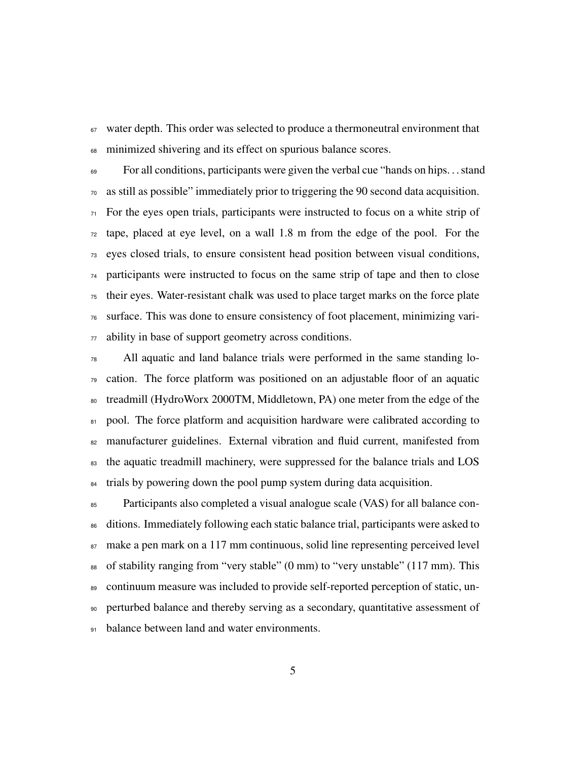water depth. This order was selected to produce a thermoneutral environment that minimized shivering and its effect on spurious balance scores.

For all conditions, participants were given the verbal cue "hands on hips. . . stand as still as possible" immediately prior to triggering the 90 second data acquisition. For the eyes open trials, participants were instructed to focus on a white strip of tape, placed at eye level, on a wall 1.8 m from the edge of the pool. For the eyes closed trials, to ensure consistent head position between visual conditions, participants were instructed to focus on the same strip of tape and then to close their eyes. Water-resistant chalk was used to place target marks on the force plate surface. This was done to ensure consistency of foot placement, minimizing variability in base of support geometry across conditions.

All aquatic and land balance trials were performed in the same standing location. The force platform was positioned on an adjustable floor of an aquatic treadmill (HydroWorx 2000TM, Middletown, PA) one meter from the edge of the pool. The force platform and acquisition hardware were calibrated according to manufacturer guidelines. External vibration and fluid current, manifested from the aquatic treadmill machinery, were suppressed for the balance trials and LOS trials by powering down the pool pump system during data acquisition.

Participants also completed a visual analogue scale (VAS) for all balance conditions. Immediately following each static balance trial, participants were asked to make a pen mark on a 117 mm continuous, solid line representing perceived level of stability ranging from "very stable" (0 mm) to "very unstable" (117 mm). This continuum measure was included to provide self-reported perception of static, unperturbed balance and thereby serving as a secondary, quantitative assessment of balance between land and water environments.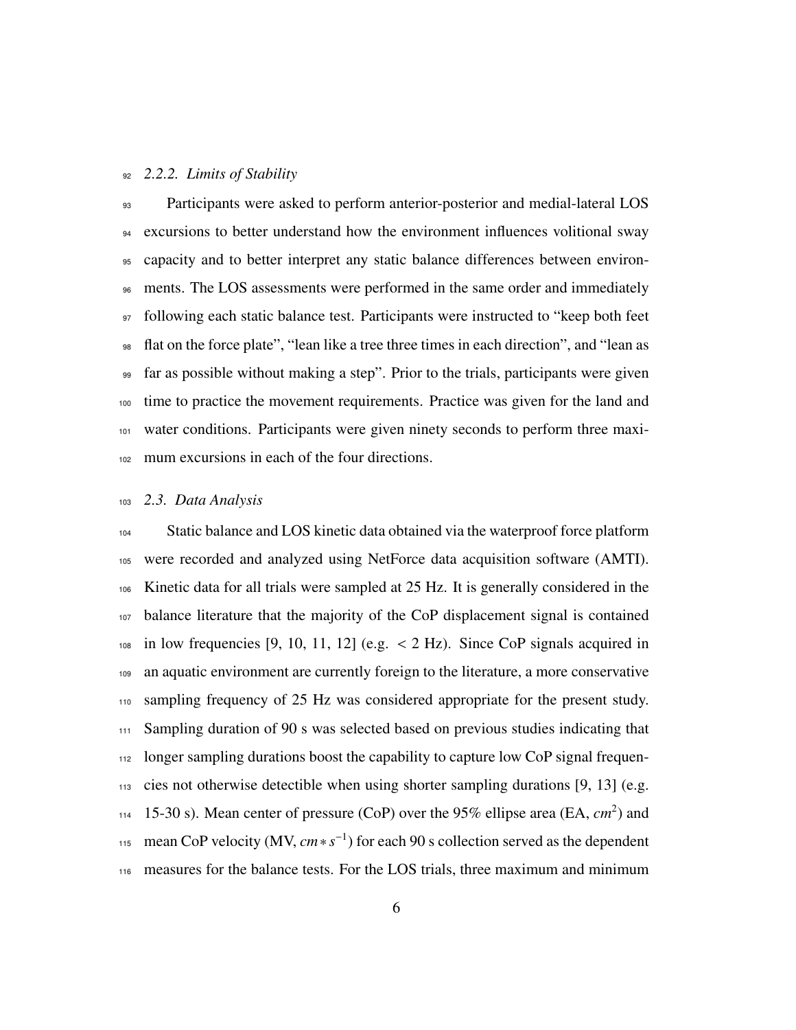### 2.2.2. Limits of Stability

Participants were asked to perform anterior-posterior and medial-lateral LOS excursions to better understand how the environment influences volitional sway capacity and to better interpret any static balance differences between environments. The LOS assessments were performed in the same order and immediately following each static balance test. Participants were instructed to "keep both feet flat on the force plate", "lean like a tree three times in each direction", and "lean as far as possible without making a step". Prior to the trials, participants were given time to practice the movement requirements. Practice was given for the land and water conditions. Participants were given ninety seconds to perform three maximum excursions in each of the four directions.

## 2.3. Data Analysis

Static balance and LOS kinetic data obtained via the waterproof force platform were recorded and analyzed using NetForce data acquisition software (AMTI). Kinetic data for all trials were sampled at 25 Hz. It is generally considered in the balance literature that the majority of the CoP displacement signal is contained in low frequencies [9, 10, 11, 12] (e.g. $< 2$ Hz). Since CoP signals acquired in an aquatic environment are currently foreign to the literature, a more conservative sampling frequency of 25 Hz was considered appropriate for the present study. Sampling duration of 90 s was selected based on previous studies indicating that longer sampling durations boost the capability to capture low CoP signal frequencies not otherwise detectible when using shorter sampling durations [9, 13] (e.g. 15-30 s). Mean center of pressure (CoP) over the 95% ellipse area (EA, $cm^2$) and mean CoP velocity (MV, $cm * s^{-1}$) for each 90 s collection served as the dependent measures for the balance tests. For the LOS trials, three maximum and minimum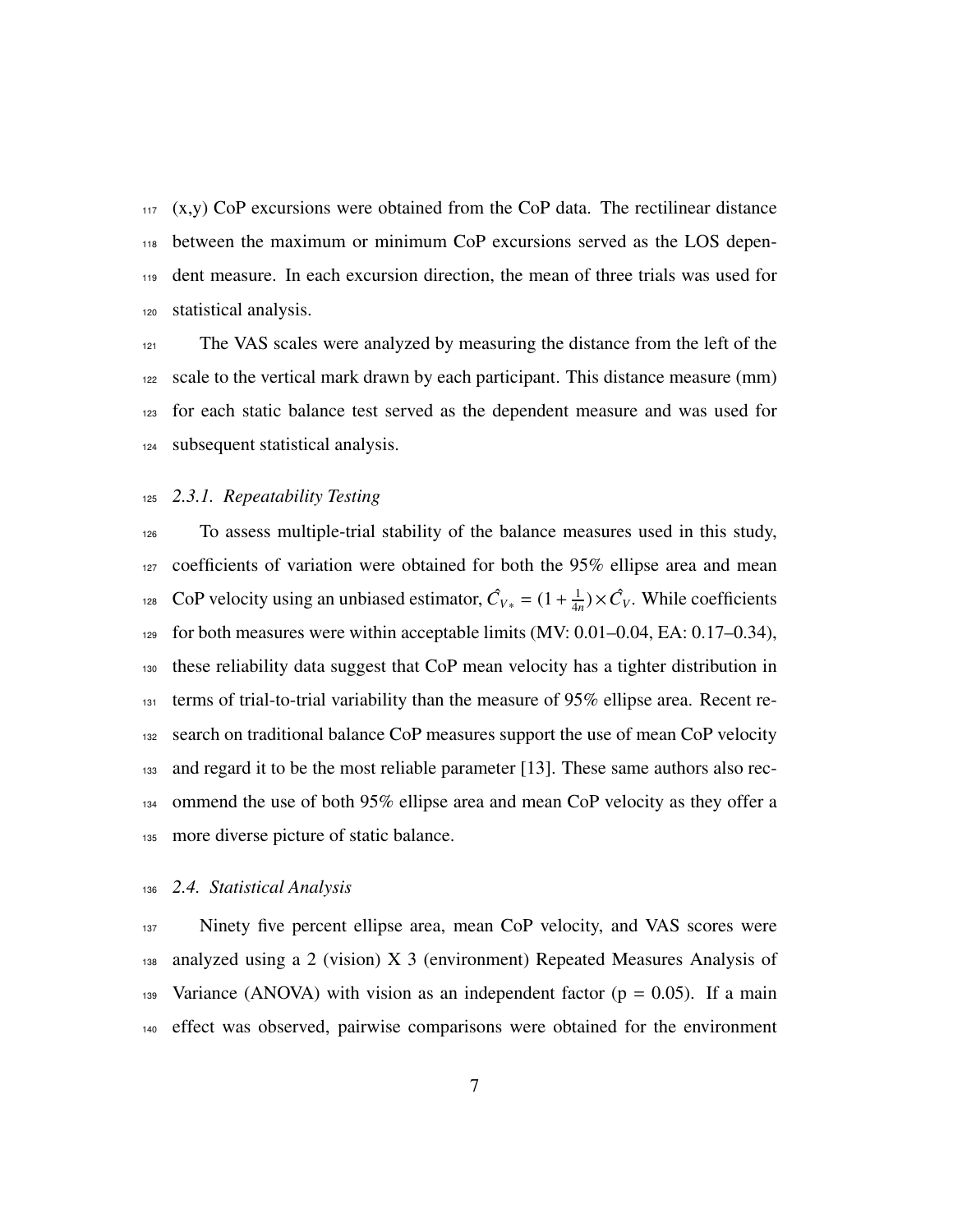(x,y) CoP excursions were obtained from the CoP data. The rectilinear distance between the maximum or minimum CoP excursions served as the LOS dependent measure. In each excursion direction, the mean of three trials was used for statistical analysis.

The VAS scales were analyzed by measuring the distance from the left of the scale to the vertical mark drawn by each participant. This distance measure (mm) for each static balance test served as the dependent measure and was used for subsequent statistical analysis.

### *2.3.1. Repeatability Testing*

To assess multiple-trial stability of the balance measures used in this study, coefficients of variation were obtained for both the 95% ellipse area and mean CoP velocity using an unbiased estimator, $\hat{C}_{V*} = (1 + \frac{1}{4n}) \times \hat{C}_V$. While coefficients for both measures were within acceptable limits (MV: 0.01–0.04, EA: 0.17–0.34), these reliability data suggest that CoP mean velocity has a tighter distribution in terms of trial-to-trial variability than the measure of 95% ellipse area. Recent research on traditional balance CoP measures support the use of mean CoP velocity and regard it to be the most reliable parameter [13]. These same authors also recommend the use of both 95% ellipse area and mean CoP velocity as they offer a more diverse picture of static balance.

## *2.4. Statistical Analysis*

Ninety five percent ellipse area, mean CoP velocity, and VAS scores were analyzed using a 2 (vision) X 3 (environment) Repeated Measures Analysis of Variance (ANOVA) with vision as an independent factor ($p = 0.05$). If a main effect was observed, pairwise comparisons were obtained for the environment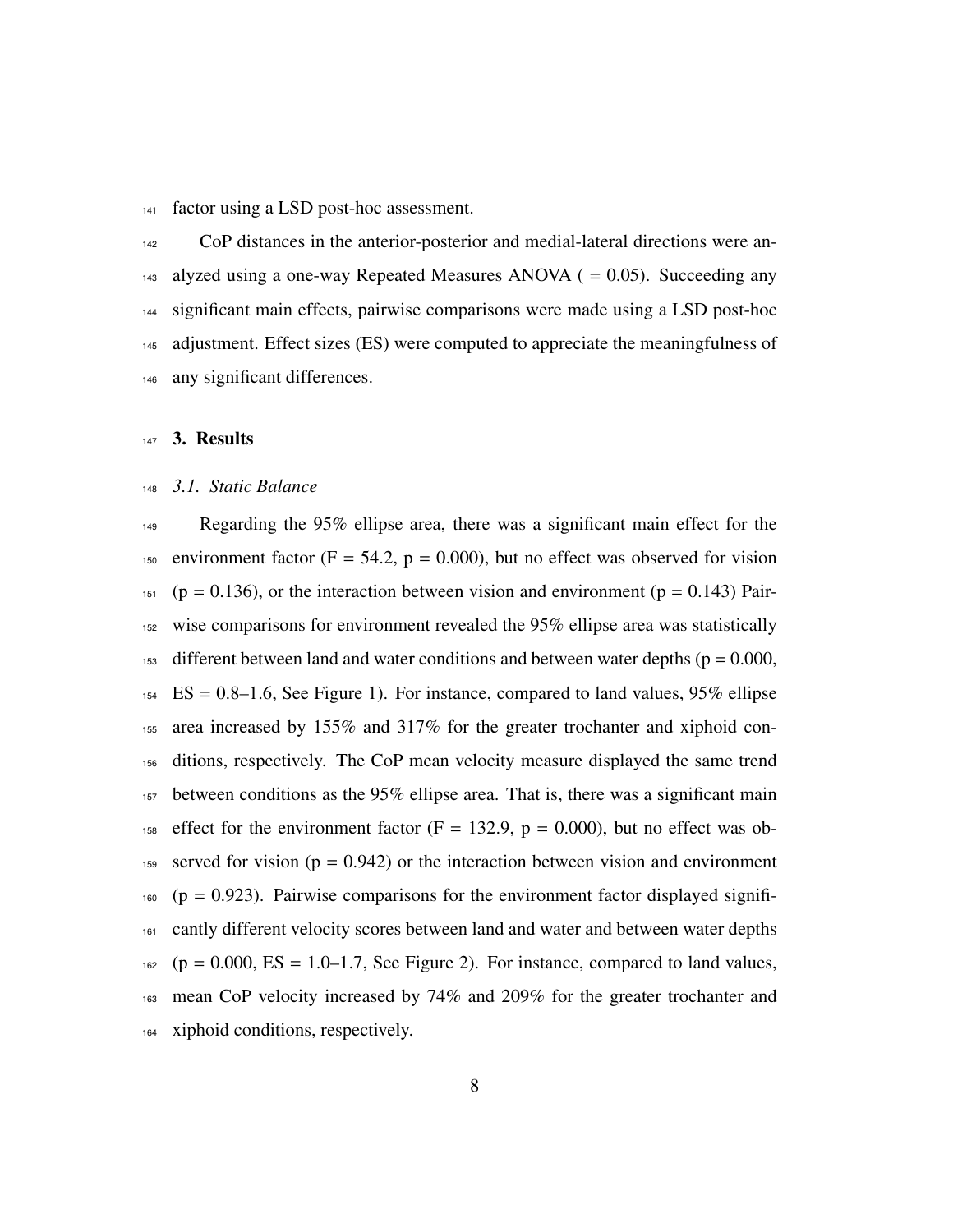factor using a LSD post-hoc assessment.

CoP distances in the anterior-posterior and medial-lateral directions were analyzed using a one-way Repeated Measures ANOVA ( = 0.05). Succeeding any significant main effects, pairwise comparisons were made using a LSD post-hoc adjustment. Effect sizes (ES) were computed to appreciate the meaningfulness of any significant differences.

## 3. Results

### *3.1. Static Balance*

Regarding the 95% ellipse area, there was a significant main effect for the environment factor ($F = 54.2$, $p = 0.000$), but no effect was observed for vision ($p = 0.136$), or the interaction between vision and environment ($p = 0.143$) Pairwise comparisons for environment revealed the 95% ellipse area was statistically different between land and water conditions and between water depths ($p = 0.000$, ES = 0.8–1.6, See Figure 1). For instance, compared to land values, 95% ellipse area increased by 155% and 317% for the greater trochanter and xiphoid conditions, respectively. The CoP mean velocity measure displayed the same trend between conditions as the 95% ellipse area. That is, there was a significant main effect for the environment factor ($F = 132.9$, $p = 0.000$), but no effect was observed for vision ($p = 0.942$) or the interaction between vision and environment ($p = 0.923$). Pairwise comparisons for the environment factor displayed significantly different velocity scores between land and water and between water depths ($p = 0.000$, ES = 1.0–1.7, See Figure 2). For instance, compared to land values, mean CoP velocity increased by 74% and 209% for the greater trochanter and xiphoid conditions, respectively.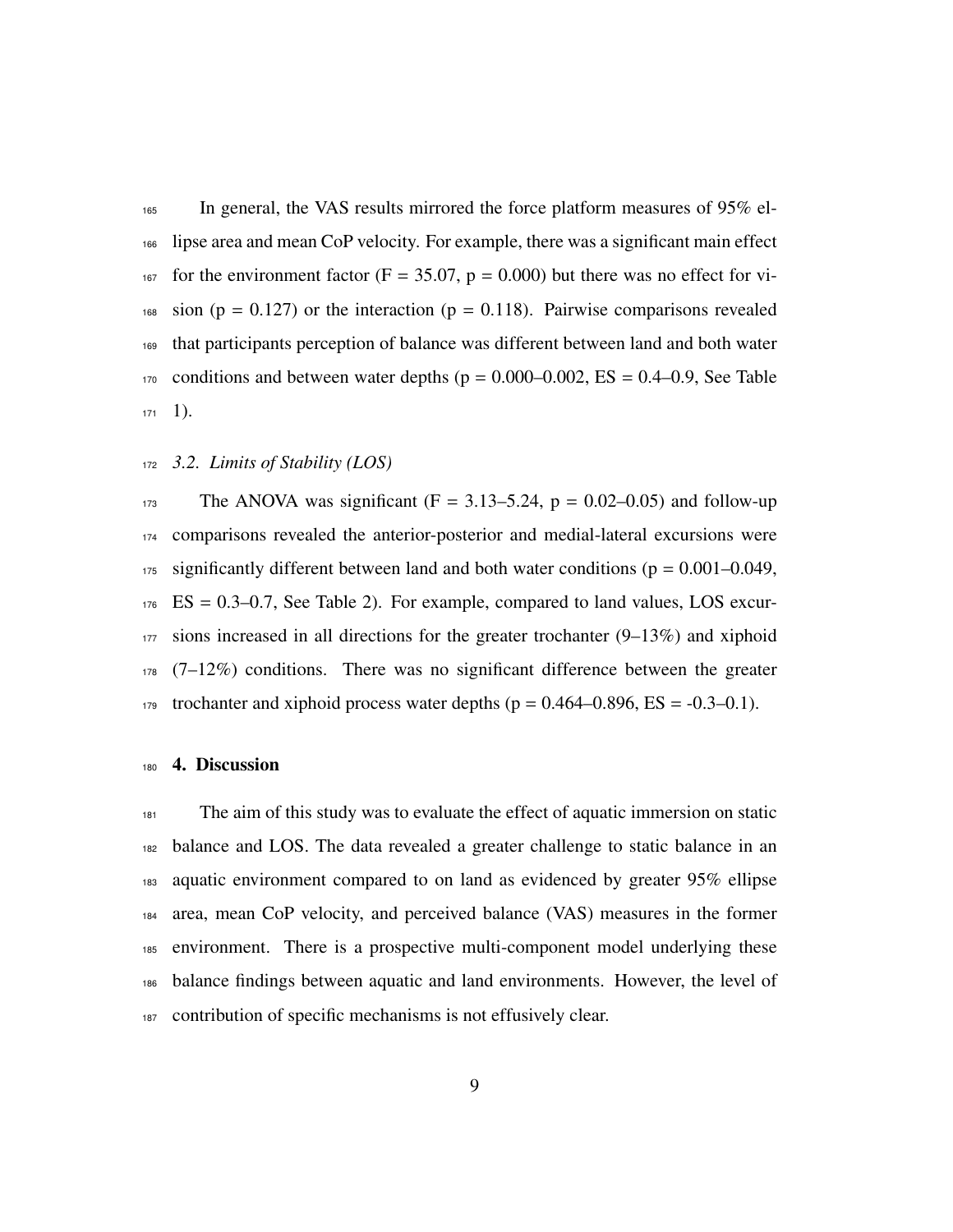In general, the VAS results mirrored the force platform measures of 95% ellipse area and mean CoP velocity. For example, there was a significant main effect for the environment factor ($F = 35.07$, $p = 0.000$) but there was no effect for vision ($p = 0.127$) or the interaction ($p = 0.118$). Pairwise comparisons revealed that participants perception of balance was different between land and both water conditions and between water depths ($p = 0.000$–$0.002$, ES = 0.4–0.9, See Table 1).

### *3.2. Limits of Stability (LOS)*

The ANOVA was significant ($F = 3.13$–$5.24$, $p = 0.02$–$0.05$) and follow-up comparisons revealed the anterior-posterior and medial-lateral excursions were significantly different between land and both water conditions ($p = 0.001$–$0.049$, ES = 0.3–0.7, See Table 2). For example, compared to land values, LOS excursions increased in all directions for the greater trochanter (9–13%) and xiphoid (7–12%) conditions. There was no significant difference between the greater trochanter and xiphoid process water depths ($p = 0.464$–$0.896$, ES = -0.3–0.1).

## 4. Discussion

The aim of this study was to evaluate the effect of aquatic immersion on static balance and LOS. The data revealed a greater challenge to static balance in an aquatic environment compared to on land as evidenced by greater 95% ellipse area, mean CoP velocity, and perceived balance (VAS) measures in the former environment. There is a prospective multi-component model underlying these balance findings between aquatic and land environments. However, the level of contribution of specific mechanisms is not effusively clear.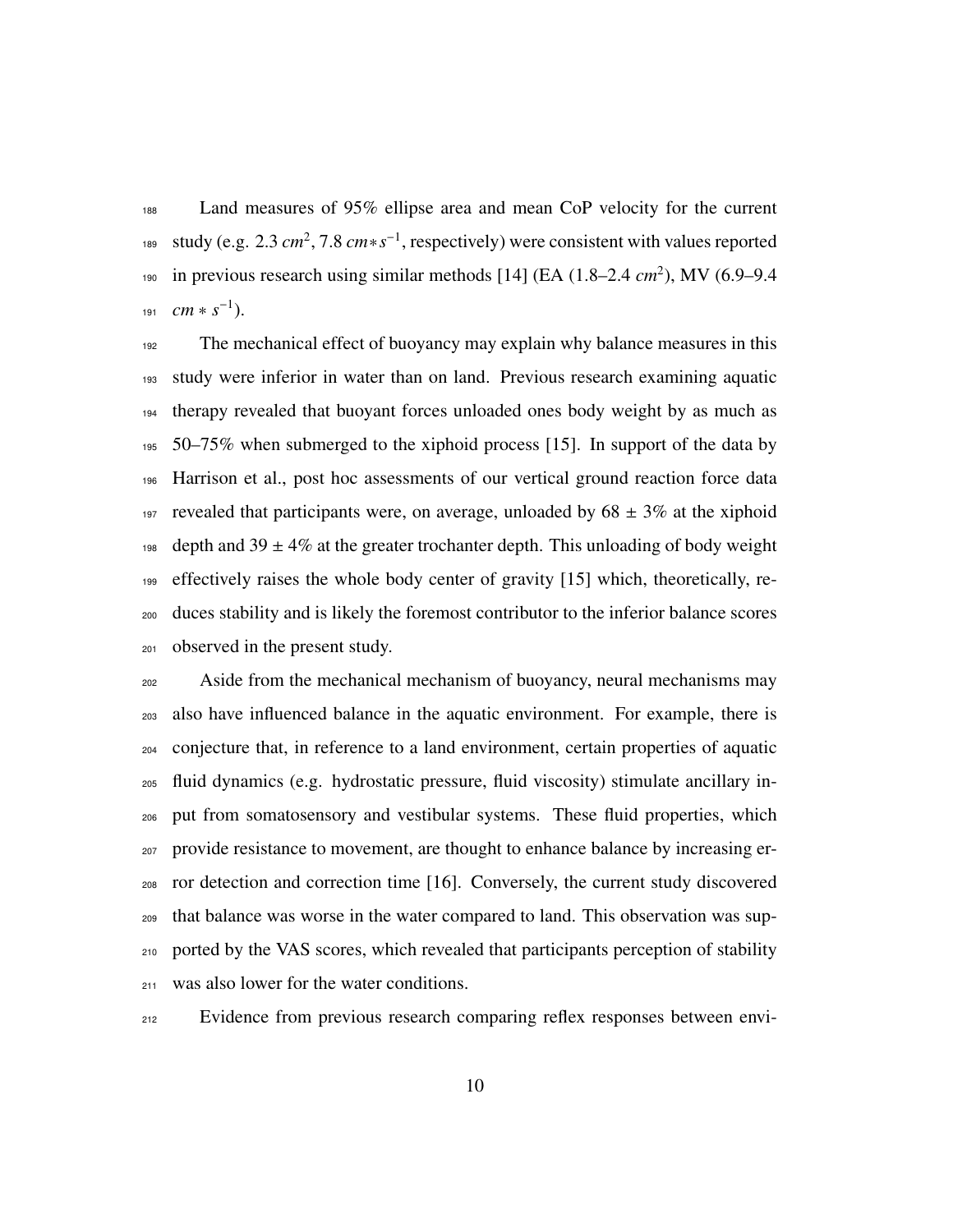Land measures of 95% ellipse area and mean CoP velocity for the current study (e.g. 2.3 $cm^2$, 7.8 $cm * s^{-1}$, respectively) were consistent with values reported in previous research using similar methods [14] (EA (1.8–2.4 $cm^2$), MV (6.9–9.4 $cm * s^{-1}$).

The mechanical effect of buoyancy may explain why balance measures in this study were inferior in water than on land. Previous research examining aquatic therapy revealed that buoyant forces unloaded ones body weight by as much as 50–75% when submerged to the xiphoid process [15]. In support of the data by Harrison et al., post hoc assessments of our vertical ground reaction force data revealed that participants were, on average, unloaded by $68 \pm 3\%$ at the xiphoid depth and $39 \pm 4\%$ at the greater trochanter depth. This unloading of body weight effectively raises the whole body center of gravity [15] which, theoretically, reduces stability and is likely the foremost contributor to the inferior balance scores observed in the present study.

Aside from the mechanical mechanism of buoyancy, neural mechanisms may also have influenced balance in the aquatic environment. For example, there is conjecture that, in reference to a land environment, certain properties of aquatic fluid dynamics (e.g. hydrostatic pressure, fluid viscosity) stimulate ancillary input from somatosensory and vestibular systems. These fluid properties, which provide resistance to movement, are thought to enhance balance by increasing error detection and correction time [16]. Conversely, the current study discovered that balance was worse in the water compared to land. This observation was supported by the VAS scores, which revealed that participants perception of stability was also lower for the water conditions.

Evidence from previous research comparing reflex responses between envi-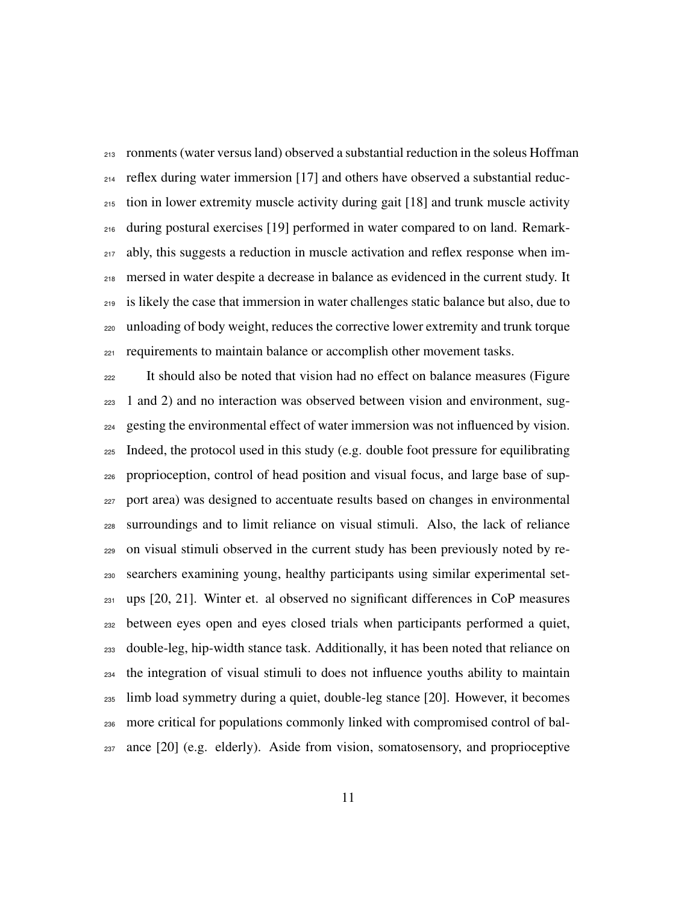ronments (water versus land) observed a substantial reduction in the soleus Hoffman reflex during water immersion [17] and others have observed a substantial reduction in lower extremity muscle activity during gait [18] and trunk muscle activity during postural exercises [19] performed in water compared to on land. Remarkably, this suggests a reduction in muscle activation and reflex response when immersed in water despite a decrease in balance as evidenced in the current study. It is likely the case that immersion in water challenges static balance but also, due to unloading of body weight, reduces the corrective lower extremity and trunk torque requirements to maintain balance or accomplish other movement tasks.

It should also be noted that vision had no effect on balance measures (Figure 1 and 2) and no interaction was observed between vision and environment, suggesting the environmental effect of water immersion was not influenced by vision. Indeed, the protocol used in this study (e.g. double foot pressure for equilibrating proprioception, control of head position and visual focus, and large base of support area) was designed to accentuate results based on changes in environmental surroundings and to limit reliance on visual stimuli. Also, the lack of reliance on visual stimuli observed in the current study has been previously noted by researchers examining young, healthy participants using similar experimental setups [20, 21]. Winter et. al observed no significant differences in CoP measures between eyes open and eyes closed trials when participants performed a quiet, double-leg, hip-width stance task. Additionally, it has been noted that reliance on the integration of visual stimuli to does not influence youths ability to maintain limb load symmetry during a quiet, double-leg stance [20]. However, it becomes more critical for populations commonly linked with compromised control of balance [20] (e.g. elderly). Aside from vision, somatosensory, and proprioceptive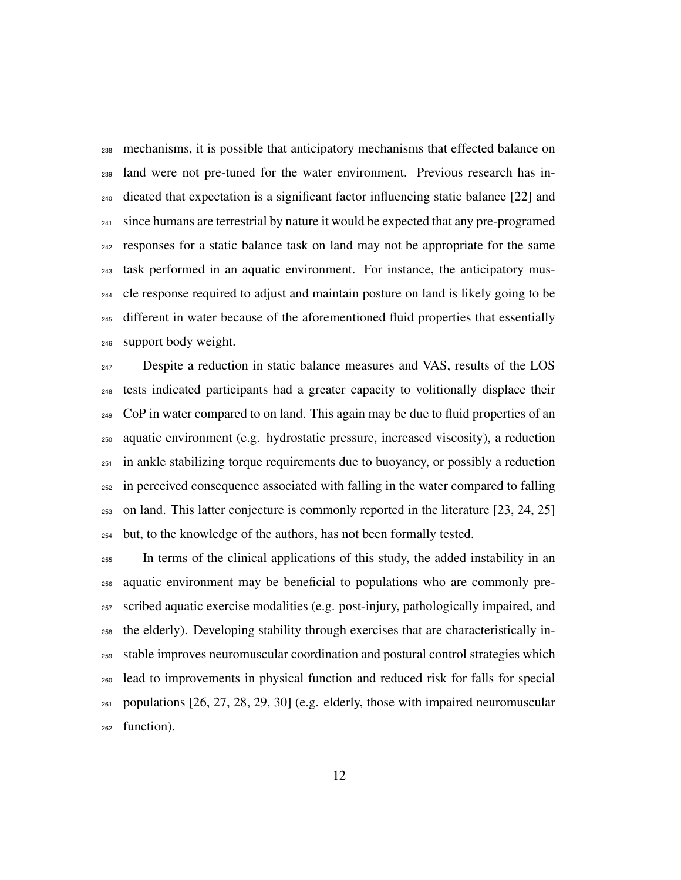mechanisms, it is possible that anticipatory mechanisms that effected balance on land were not pre-tuned for the water environment. Previous research has indicated that expectation is a significant factor influencing static balance [22] and since humans are terrestrial by nature it would be expected that any pre-programed responses for a static balance task on land may not be appropriate for the same task performed in an aquatic environment. For instance, the anticipatory muscle response required to adjust and maintain posture on land is likely going to be different in water because of the aforementioned fluid properties that essentially support body weight.

Despite a reduction in static balance measures and VAS, results of the LOS tests indicated participants had a greater capacity to volitionally displace their CoP in water compared to on land. This again may be due to fluid properties of an aquatic environment (e.g. hydrostatic pressure, increased viscosity), a reduction in ankle stabilizing torque requirements due to buoyancy, or possibly a reduction in perceived consequence associated with falling in the water compared to falling on land. This latter conjecture is commonly reported in the literature [23, 24, 25] but, to the knowledge of the authors, has not been formally tested.

In terms of the clinical applications of this study, the added instability in an aquatic environment may be beneficial to populations who are commonly prescribed aquatic exercise modalities (e.g. post-injury, pathologically impaired, and the elderly). Developing stability through exercises that are characteristically instable improves neuromuscular coordination and postural control strategies which lead to improvements in physical function and reduced risk for falls for special populations [26, 27, 28, 29, 30] (e.g. elderly, those with impaired neuromuscular function).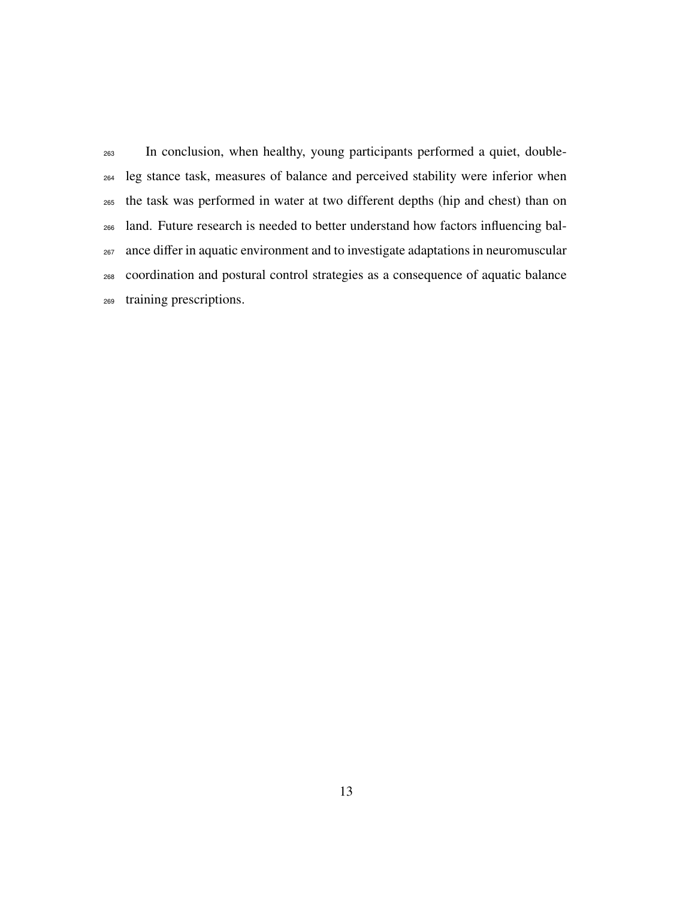In conclusion, when healthy, young participants performed a quiet, double-leg stance task, measures of balance and perceived stability were inferior when the task was performed in water at two different depths (hip and chest) than on land. Future research is needed to better understand how factors influencing balance differ in aquatic environment and to investigate adaptations in neuromuscular coordination and postural control strategies as a consequence of aquatic balance training prescriptions.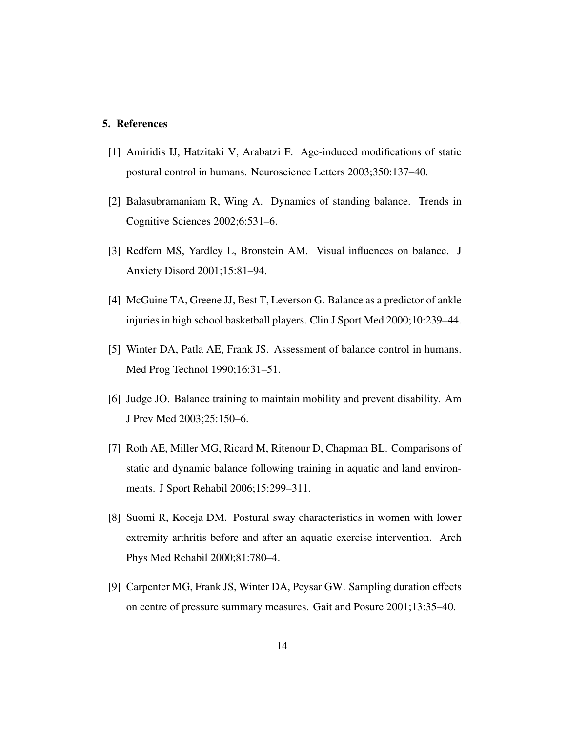## 5. References

[1] Amiridis IJ, Hatzitaki V, Arabatzi F. Age-induced modifications of static postural control in humans. Neuroscience Letters 2003;350:137–40.

[2] Balasubramaniam R, Wing A. Dynamics of standing balance. Trends in Cognitive Sciences 2002;6:531–6.

[3] Redfern MS, Yardley L, Bronstein AM. Visual influences on balance. J Anxiety Disord 2001;15:81–94.

[4] McGuine TA, Greene JJ, Best T, Leverson G. Balance as a predictor of ankle injuries in high school basketball players. Clin J Sport Med 2000;10:239–44.

[5] Winter DA, Patla AE, Frank JS. Assessment of balance control in humans. Med Prog Technol 1990;16:31–51.

[6] Judge JO. Balance training to maintain mobility and prevent disability. Am J Prev Med 2003;25:150–6.

[7] Roth AE, Miller MG, Ricard M, Ritenour D, Chapman BL. Comparisons of static and dynamic balance following training in aquatic and land environments. J Sport Rehabil 2006;15:299–311.

[8] Suomi R, Koceja DM. Postural sway characteristics in women with lower extremity arthritis before and after an aquatic exercise intervention. Arch Phys Med Rehabil 2000;81:780–4.

[9] Carpenter MG, Frank JS, Winter DA, Peysar GW. Sampling duration effects on centre of pressure summary measures. Gait and Posure 2001;13:35–40.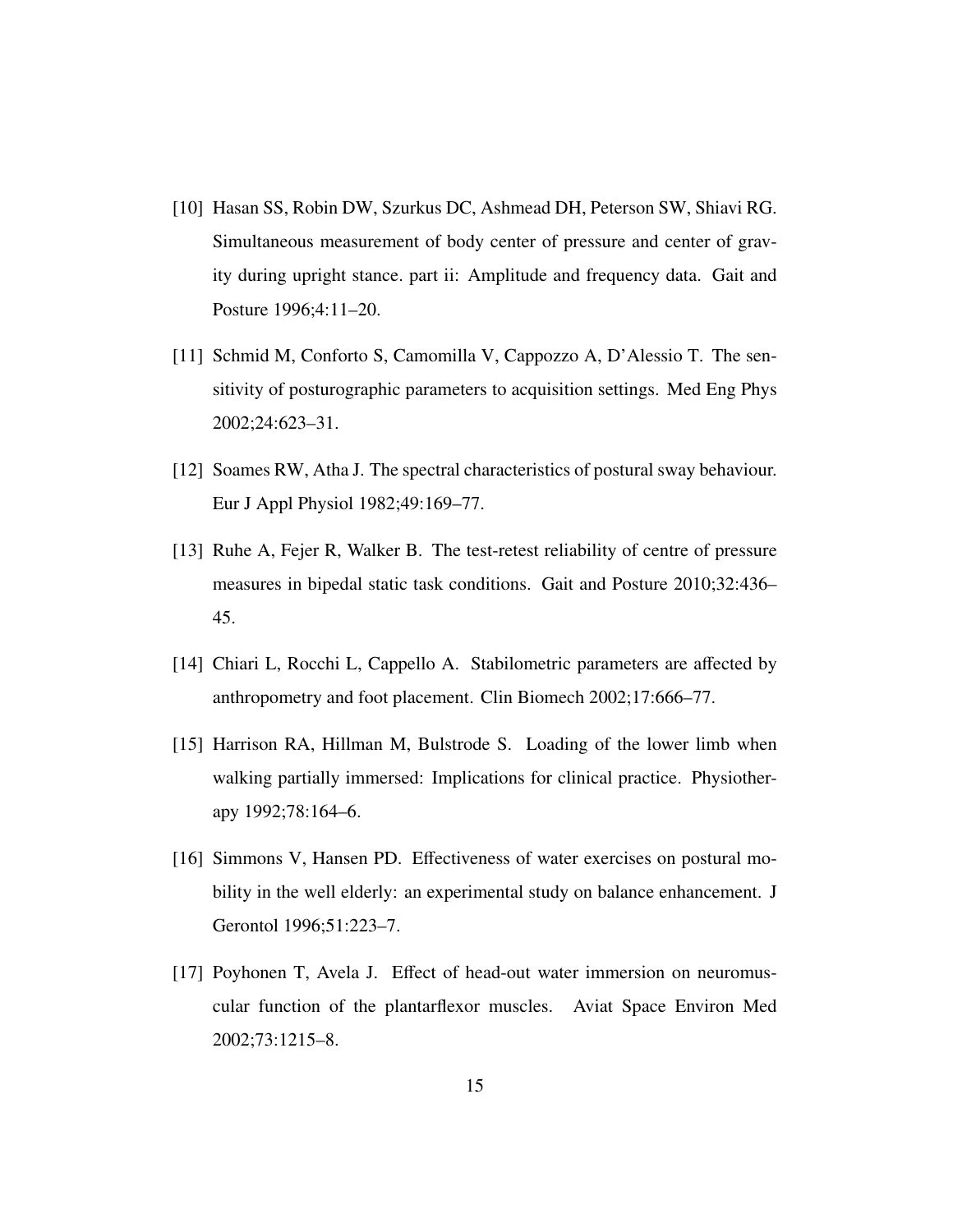[10] Hasan SS, Robin DW, Szurkus DC, Ashmead DH, Peterson SW, Shiavi RG. Simultaneous measurement of body center of pressure and center of gravity during upright stance. part ii: Amplitude and frequency data. Gait and Posture 1996;4:11–20.

[11] Schmid M, Conforto S, Camomilla V, Cappozzo A, D'Alessio T. The sensitivity of posturographic parameters to acquisition settings. Med Eng Phys 2002;24:623–31.

[12] Soames RW, Atha J. The spectral characteristics of postural sway behaviour. Eur J Appl Physiol 1982;49:169–77.

[13] Ruhe A, Fejer R, Walker B. The test-retest reliability of centre of pressure measures in bipedal static task conditions. Gait and Posture 2010;32:436–45.

[14] Chiari L, Rocchi L, Cappello A. Stabilometric parameters are affected by anthropometry and foot placement. Clin Biomech 2002;17:666–77.

[15] Harrison RA, Hillman M, Bulstrode S. Loading of the lower limb when walking partially immersed: Implications for clinical practice. Physiotherapy 1992;78:164–6.

[16] Simmons V, Hansen PD. Effectiveness of water exercises on postural mobility in the well elderly: an experimental study on balance enhancement. J Gerontol 1996;51:223–7.

[17] Poyhonen T, Avela J. Effect of head-out water immersion on neuromuscular function of the plantarflexor muscles. Aviat Space Environ Med 2002;73:1215–8.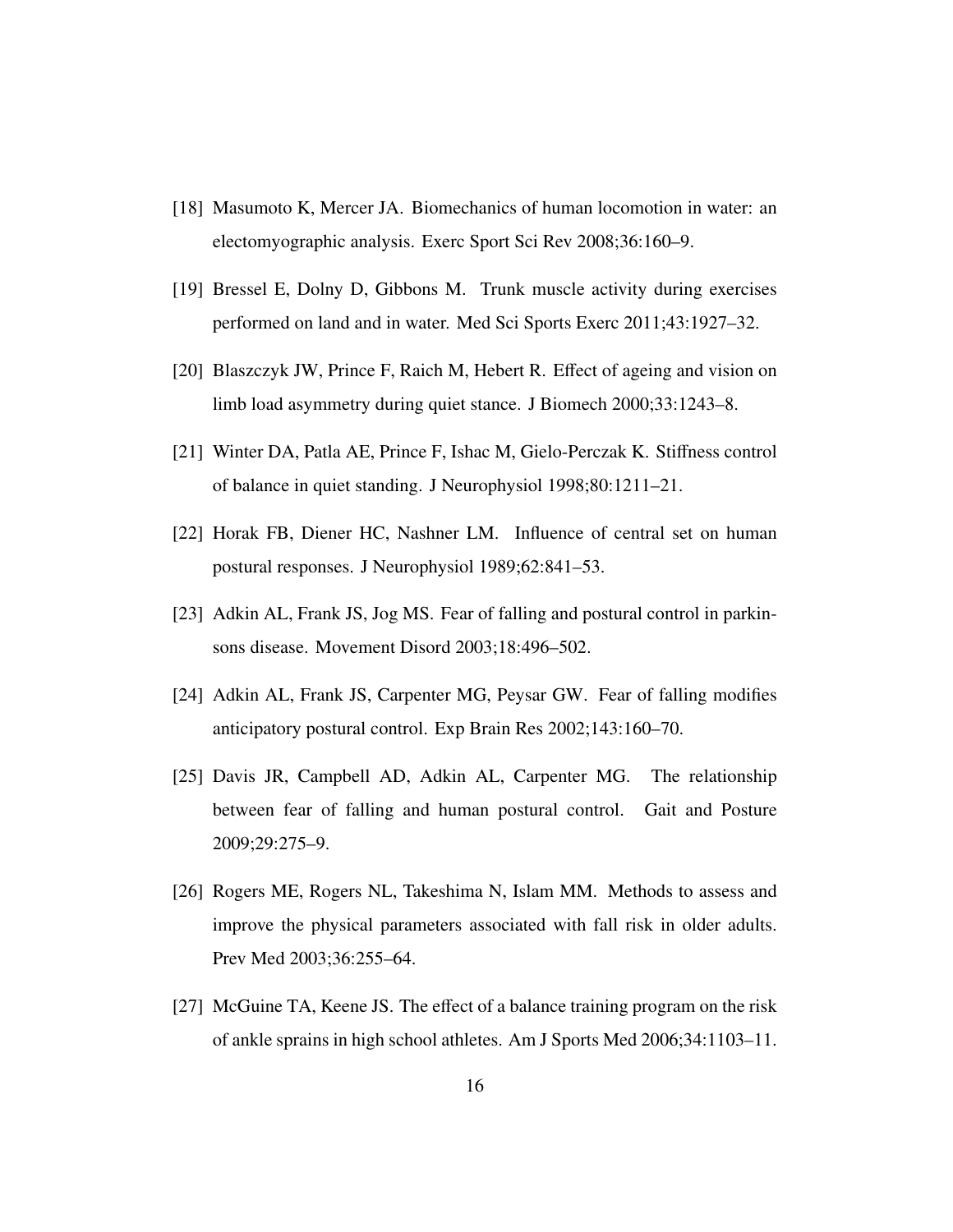[18] Masumoto K, Mercer JA. Biomechanics of human locomotion in water: an electomyographic analysis. Exerc Sport Sci Rev 2008;36:160–9.

[19] Bressel E, Dolny D, Gibbons M. Trunk muscle activity during exercises performed on land and in water. Med Sci Sports Exerc 2011;43:1927–32.

[20] Blaszczyk JW, Prince F, Raich M, Hebert R. Effect of ageing and vision on limb load asymmetry during quiet stance. J Biomech 2000;33:1243–8.

[21] Winter DA, Patla AE, Prince F, Ishac M, Gielo-Perczak K. Stiffness control of balance in quiet standing. J Neurophysiol 1998;80:1211–21.

[22] Horak FB, Diener HC, Nashner LM. Influence of central set on human postural responses. J Neurophysiol 1989;62:841–53.

[23] Adkin AL, Frank JS, Jog MS. Fear of falling and postural control in parkinsons disease. Movement Disord 2003;18:496–502.

[24] Adkin AL, Frank JS, Carpenter MG, Peysar GW. Fear of falling modifies anticipatory postural control. Exp Brain Res 2002;143:160–70.

[25] Davis JR, Campbell AD, Adkin AL, Carpenter MG. The relationship between fear of falling and human postural control. Gait and Posture 2009;29:275–9.

[26] Rogers ME, Rogers NL, Takeshima N, Islam MM. Methods to assess and improve the physical parameters associated with fall risk in older adults. Prev Med 2003;36:255–64.

[27] McGuine TA, Keene JS. The effect of a balance training program on the risk of ankle sprains in high school athletes. Am J Sports Med 2006;34:1103–11.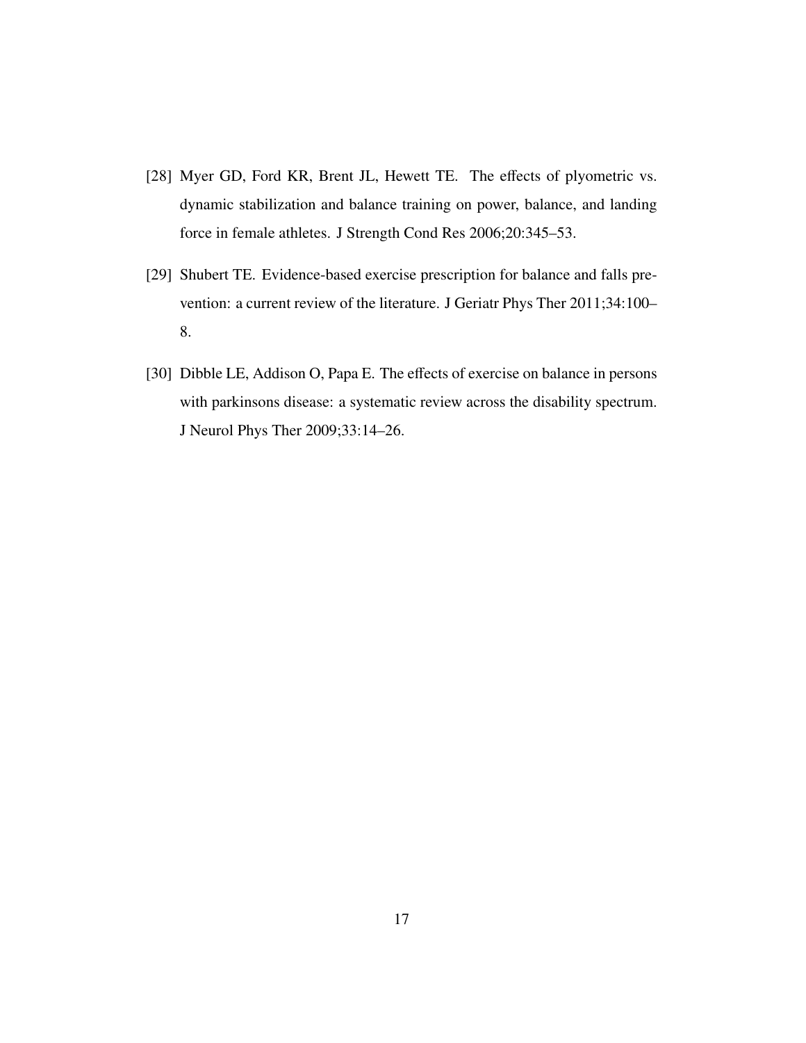[28] Myer GD, Ford KR, Brent JL, Hewett TE. The effects of plyometric vs. dynamic stabilization and balance training on power, balance, and landing force in female athletes. J Strength Cond Res 2006;20:345–53.

[29] Shubert TE. Evidence-based exercise prescription for balance and falls prevention: a current review of the literature. J Geriatr Phys Ther 2011;34:100–8.

[30] Dibble LE, Addison O, Papa E. The effects of exercise on balance in persons with parkinsons disease: a systematic review across the disability spectrum. J Neurol Phys Ther 2009;33:14–26.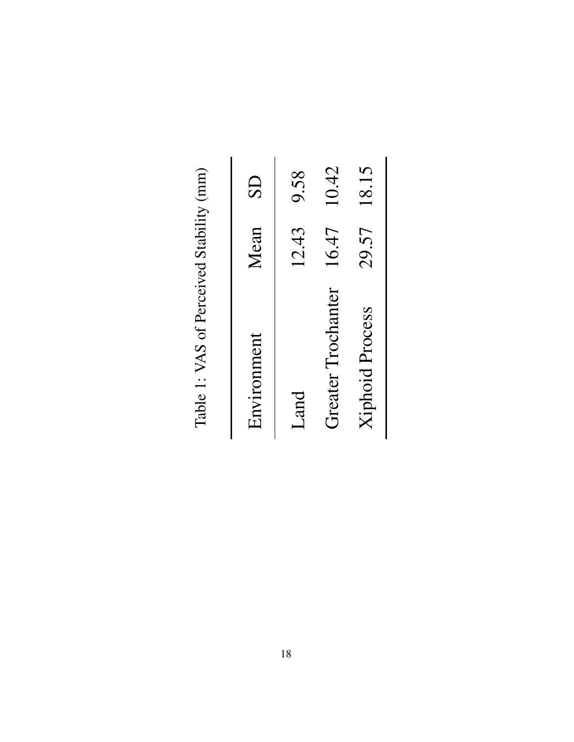Table 1: VAS of Perceived Stability (mm)

| Environment | Mean | SD |
|---|---|---|
| Land | 12.43 | 9.58 |
| Greater Trochanter | 16.47 | 10.42 |
| Xiphoid Process | 29.57 | 18.15 |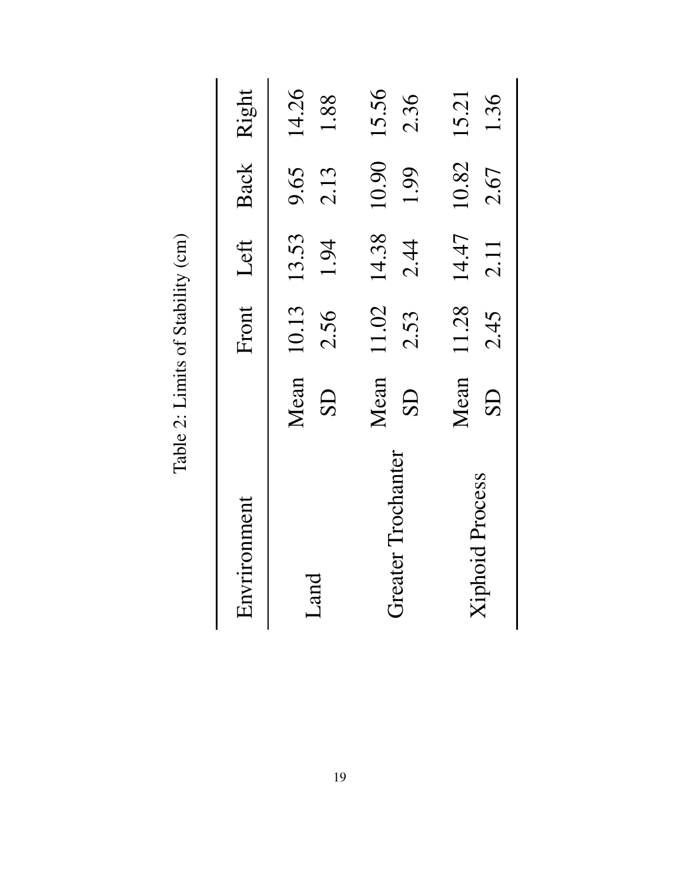Table 2: Limits of Stability (cm)

| Envrironment | | Front | Left | Back | Right |
|---|---|---|---|---|---|
| Land | Mean | 10.13 | 13.53 | 9.65 | 14.26 |
| | SD | 2.56 | 1.94 | 2.13 | 1.88 |
| Greater Trochanter | Mean | 11.02 | 14.38 | 10.90 | 15.56 |
| | SD | 2.53 | 2.44 | 1.99 | 2.36 |
| Xiphoid Process | Mean | 11.28 | 14.47 | 10.82 | 15.21 |
| | SD | 2.45 | 2.11 | 2.67 | 1.36 |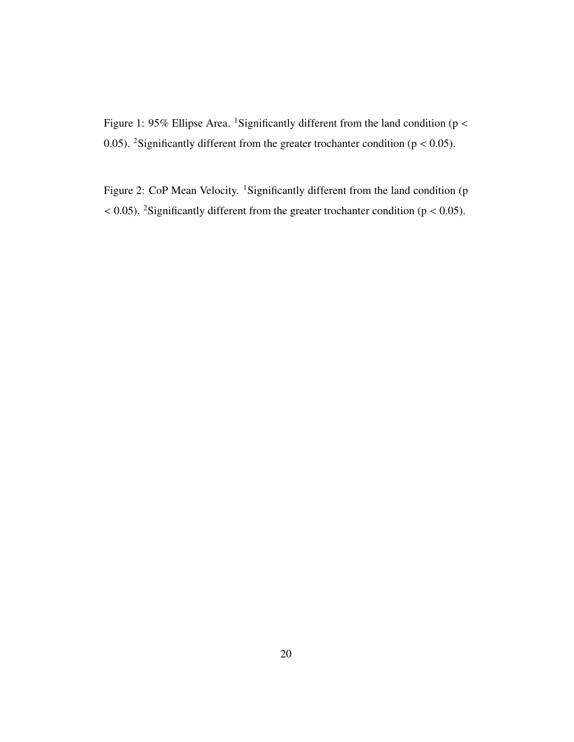Figure 1: 95% Ellipse Area. [1]Significantly different from the land condition ($p < 0.05$). [2]Significantly different from the greater trochanter condition ($p < 0.05$).

Figure 2: CoP Mean Velocity. [1]Significantly different from the land condition ($p < 0.05$). [2]Significantly different from the greater trochanter condition ($p < 0.05$).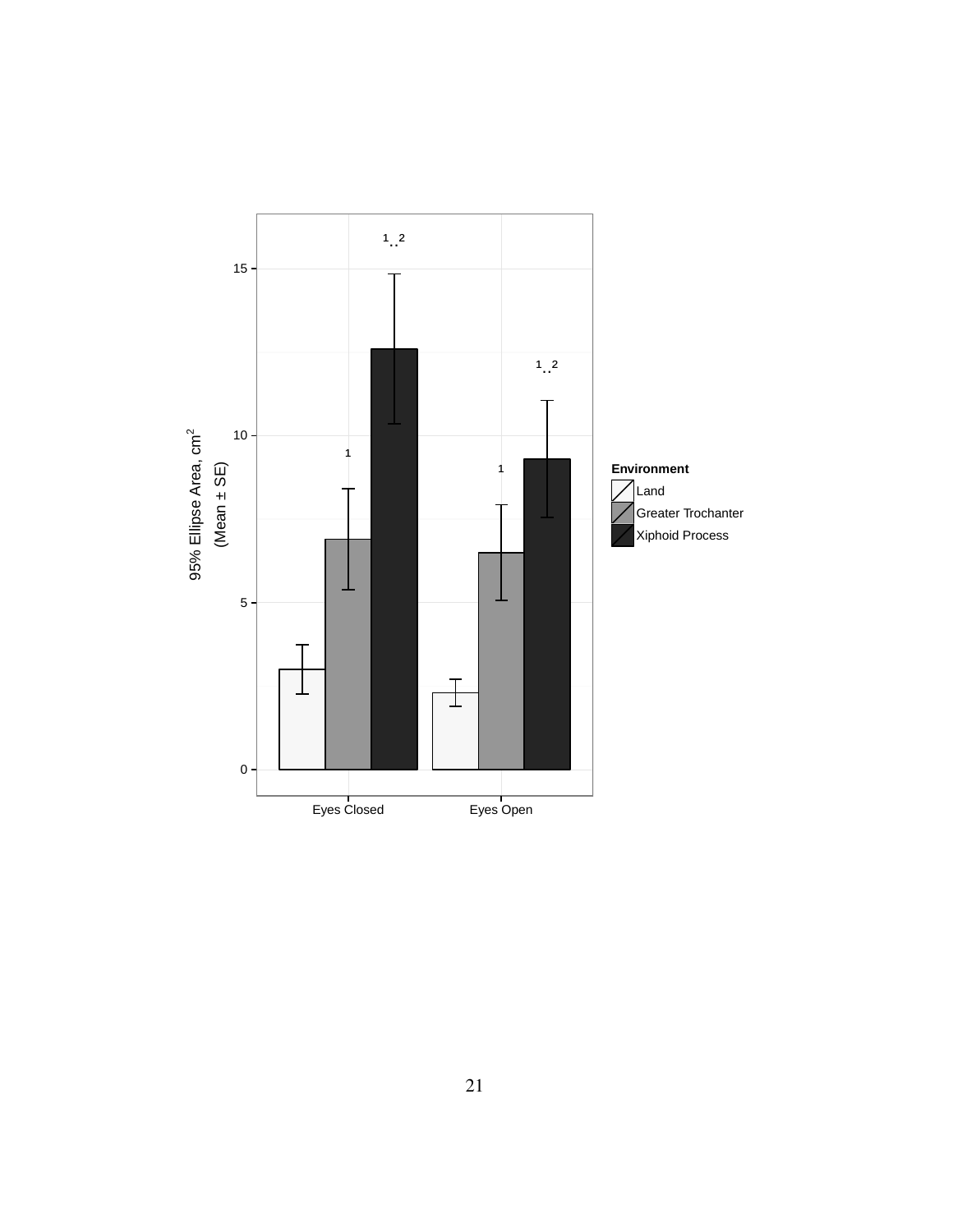95% Ellipse Area, $cm^2$ (Mean ± SE)

Environment

- Land
- Greater Trochanter
- Xiphoid Process

Eyes Closed

Eyes Open

0

5

10

15

1

1..2

1

1..2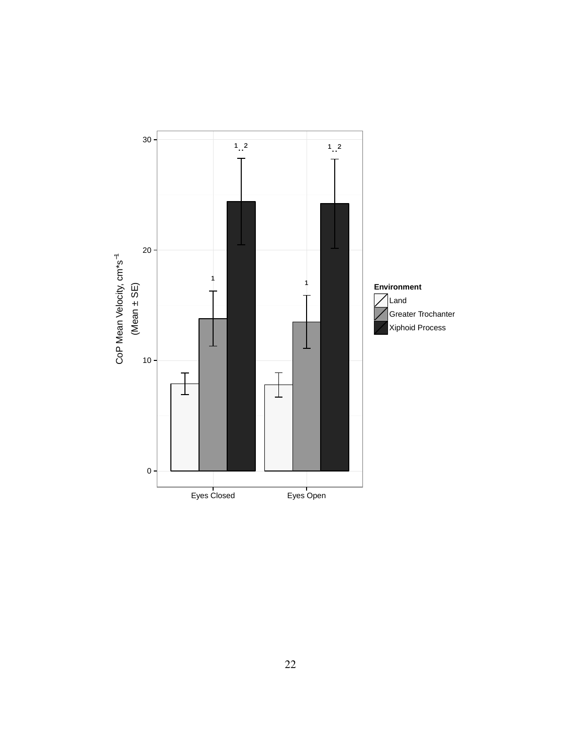CoP Mean Velocity, $cm*s^{-1}$ (Mean ± SE)

Environment

- Land
- Greater Trochanter
- Xiphoid Process

Eyes Closed

Eyes Open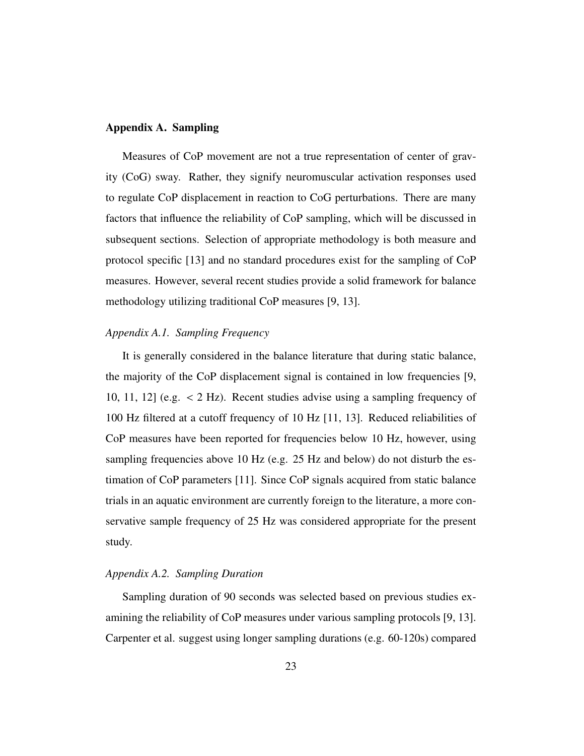## Appendix A. Sampling

Measures of CoP movement are not a true representation of center of gravity (CoG) sway. Rather, they signify neuromuscular activation responses used to regulate CoP displacement in reaction to CoG perturbations. There are many factors that influence the reliability of CoP sampling, which will be discussed in subsequent sections. Selection of appropriate methodology is both measure and protocol specific [13] and no standard procedures exist for the sampling of CoP measures. However, several recent studies provide a solid framework for balance methodology utilizing traditional CoP measures [9, 13].

### *Appendix A.1. Sampling Frequency*

It is generally considered in the balance literature that during static balance, the majority of the CoP displacement signal is contained in low frequencies [9, 10, 11, 12] (e.g. < 2 Hz). Recent studies advise using a sampling frequency of 100 Hz filtered at a cutoff frequency of 10 Hz [11, 13]. Reduced reliabilities of CoP measures have been reported for frequencies below 10 Hz, however, using sampling frequencies above 10 Hz (e.g. 25 Hz and below) do not disturb the estimation of CoP parameters [11]. Since CoP signals acquired from static balance trials in an aquatic environment are currently foreign to the literature, a more conservative sample frequency of 25 Hz was considered appropriate for the present study.

### *Appendix A.2. Sampling Duration*

Sampling duration of 90 seconds was selected based on previous studies examining the reliability of CoP measures under various sampling protocols [9, 13]. Carpenter et al. suggest using longer sampling durations (e.g. 60-120s) compared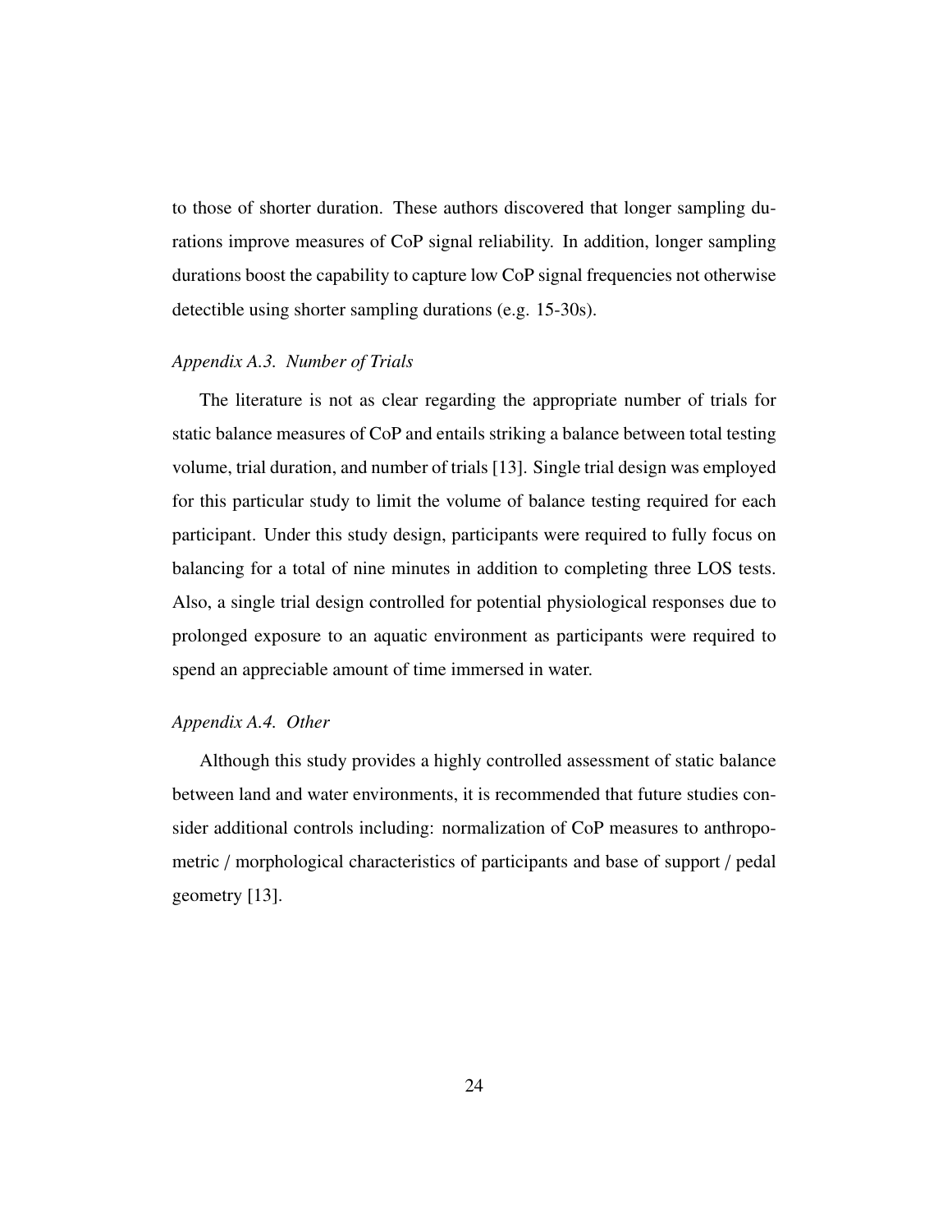to those of shorter duration. These authors discovered that longer sampling durations improve measures of CoP signal reliability. In addition, longer sampling durations boost the capability to capture low CoP signal frequencies not otherwise detectible using shorter sampling durations (e.g. 15-30s).

### *Appendix A.3. Number of Trials*

The literature is not as clear regarding the appropriate number of trials for static balance measures of CoP and entails striking a balance between total testing volume, trial duration, and number of trials [13]. Single trial design was employed for this particular study to limit the volume of balance testing required for each participant. Under this study design, participants were required to fully focus on balancing for a total of nine minutes in addition to completing three LOS tests. Also, a single trial design controlled for potential physiological responses due to prolonged exposure to an aquatic environment as participants were required to spend an appreciable amount of time immersed in water.

### *Appendix A.4. Other*

Although this study provides a highly controlled assessment of static balance between land and water environments, it is recommended that future studies consider additional controls including: normalization of CoP measures to anthropometric / morphological characteristics of participants and base of support / pedal geometry [13].